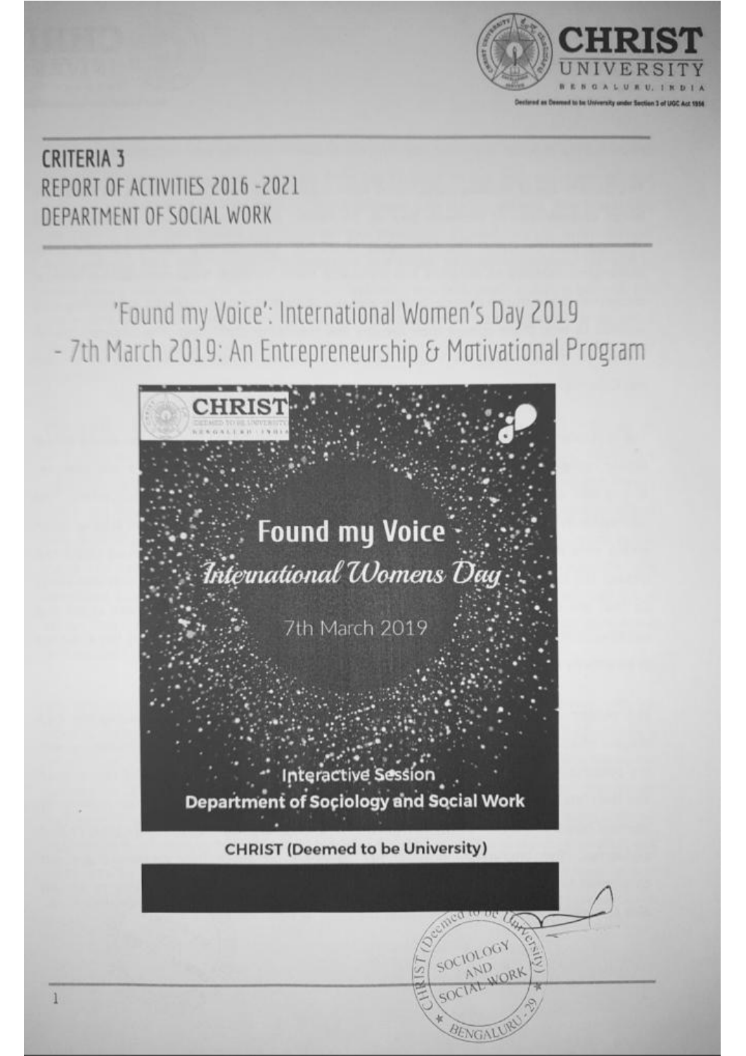CRITERIA 3
REPORT OF ACTIVITIES 2016 -2021
DEPARTMENT OF SOCIAL WORK

# 'Found my Voice': International Women's Day 2019 - 7th March 2019: An Entrepreneurship & Motivational Program

Found my Voice

*International Womens Day*

7th March 2019

Interactive Session

Department of Sociology and Social Work

**CHRIST (Deemed to be University)**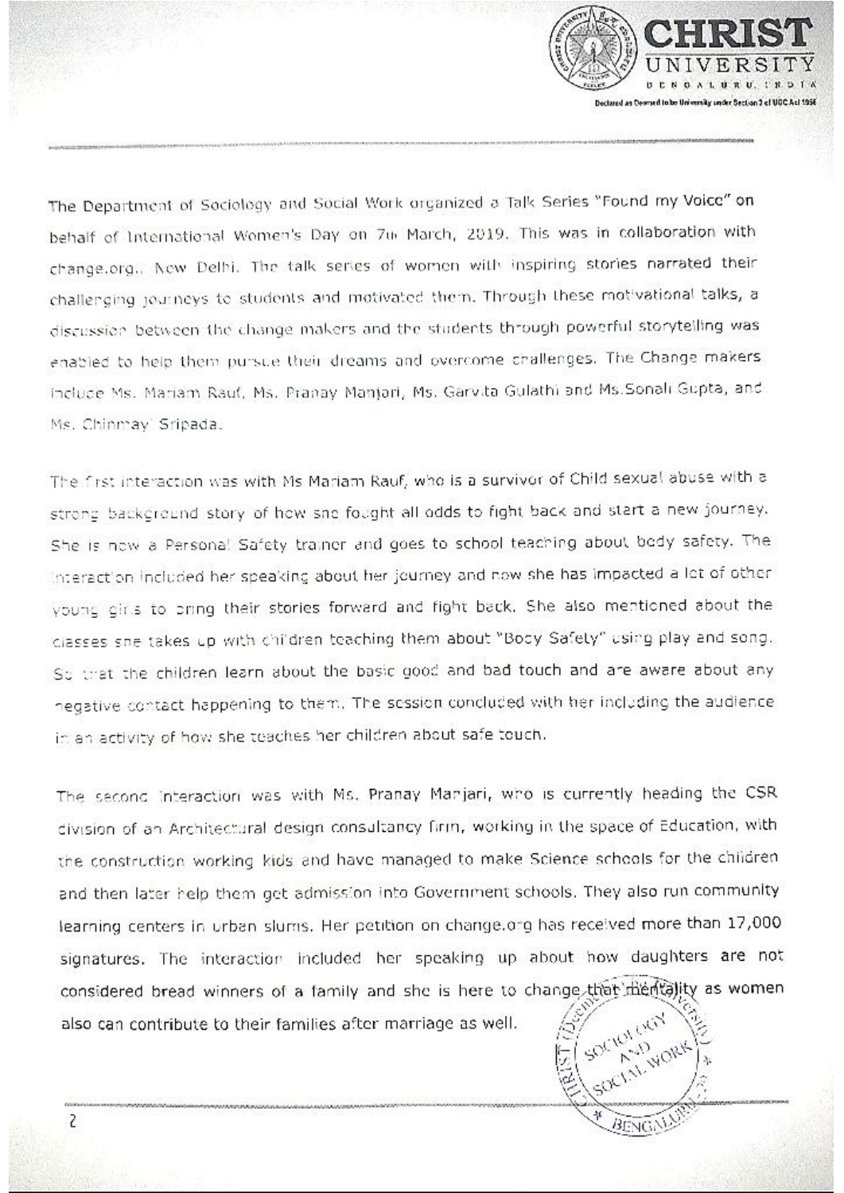The Department of Sociology and Social Work organized a Talk Series "Found my Voice" on behalf of International Women's Day on 7th March, 2019. This was in collaboration with change.org., New Delhi. The talk series of women with inspiring stories narrated their challenging journeys to students and motivated them. Through these motivational talks, a discussion between the change makers and the students through powerful storytelling was enabled to help them pursue their dreams and overcome challenges. The Change makers include Ms. Mariam Rauf, Ms. Pranay Manjari, Ms. Garvita Gulathi and Ms.Sonali Gupta, and Ms. Chinmayi Sripada.

The first interaction was with Ms Mariam Rauf, who is a survivor of Child sexual abuse with a strong background story of how she fought all odds to fight back and start a new journey. She is now a Personal Safety trainer and goes to school teaching about body safety. The interaction included her speaking about her journey and how she has impacted a lot of other young girls to bring their stories forward and fight back. She also mentioned about the classes she takes up with children teaching them about "Body Safety" using play and song. So that the children learn about the basic good and bad touch and are aware about any negative contact happening to them. The session concluded with her including the audience in an activity of how she teaches her children about safe touch.

The second interaction was with Ms. Pranay Manjari, who is currently heading the CSR division of an Architectural design consultancy firm, working in the space of Education, with the construction working kids and have managed to make Science schools for the children and then later help them get admission into Government schools. They also run community learning centers in urban slums. Her petition on change.org has received more than 17,000 signatures. The interaction included her speaking up about how daughters are not considered bread winners of a family and she is here to change that mentality as women also can contribute to their families after marriage as well.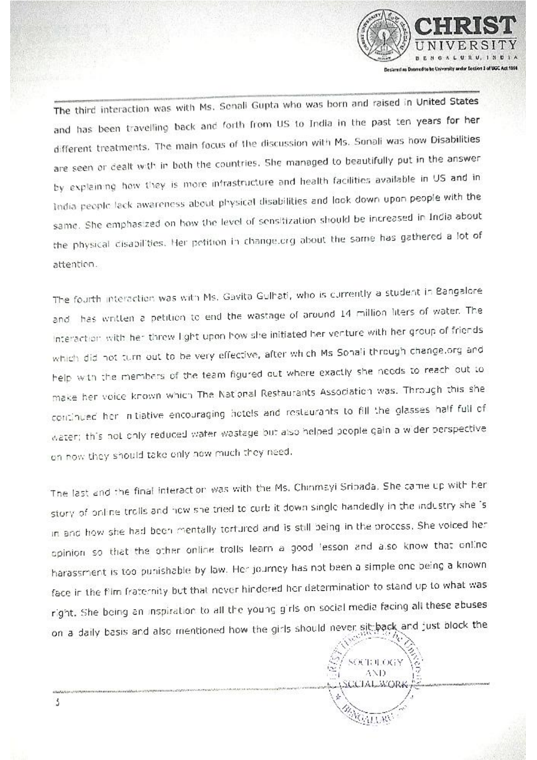The third interaction was with Ms. Sonali Gupta who was born and raised in United States and has been travelling back and forth from US to India in the past ten years for her different treatments. The main focus of the discussion with Ms. Sonali was how Disabilities are seen or dealt with in both the countries. She managed to beautifully put in the answer by explaining how they is more infrastructure and health facilities available in US and in India people lack awareness about physical disabilities and look down upon people with the same. She emphasized on how the level of sensitization should be increased in India about the physical disabilities. Her petition in change.org about the same has gathered a lot of attention.

The fourth interaction was with Ms. Gavita Gulhati, who is currently a student in Bangalore and has written a petition to end the wastage of around 14 million liters of water. The interaction with her threw light upon how she initiated her venture with her group of friends which did not turn out to be very effective, after which Ms Sonali through change.org and help with the members of the team figured out where exactly she needs to reach out to make her voice known which The National Restaurants Association was. Through this she continued her initiative encouraging hotels and restaurants to fill the glasses half full of water; this not only reduced water wastage but also helped people gain a wider perspective on how they should take only how much they need.

The last and the final interaction was with the Ms. Chinmayi Sripada. She came up with her story of online trolls and how she tried to curb it down single handedly in the industry she is in and how she had been mentally tortured and is still being in the process. She voiced her opinion so that the other online trolls learn a good lesson and also know that online harassment is too punishable by law. Her journey has not been a simple one being a known face in the film fraternity but that never hindered her determination to stand up to what was right. She being an inspiration to all the young girls on social media facing all these abuses on a daily basis and also mentioned how the girls should never sit back and just block the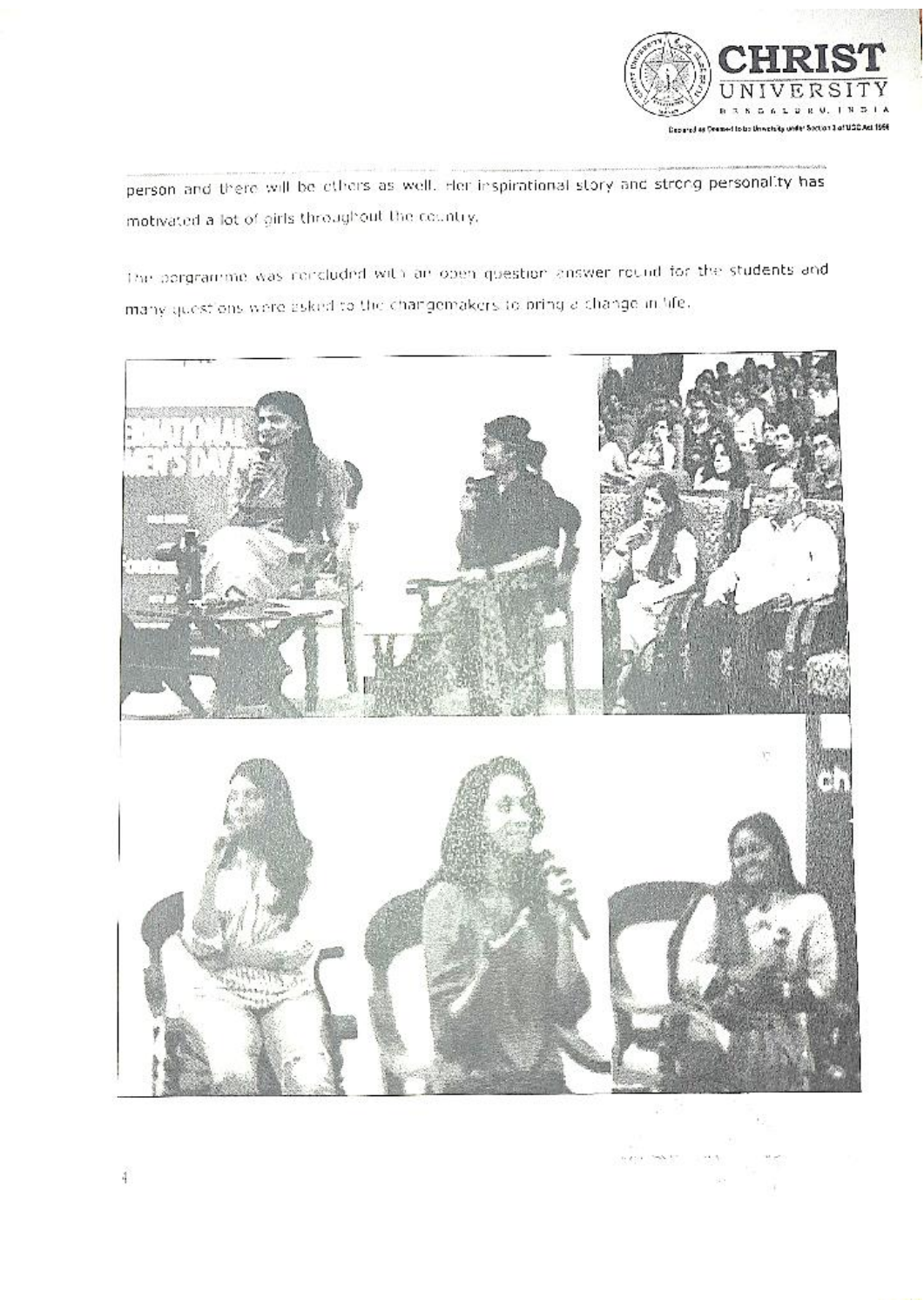person and there will be others as well. Her inspirational story and strong personality has motivated a lot of girls throughout the country.

The porgramme was concluded with an open question answer round for the students and many questions were asked to the changemakers to bring a change in life.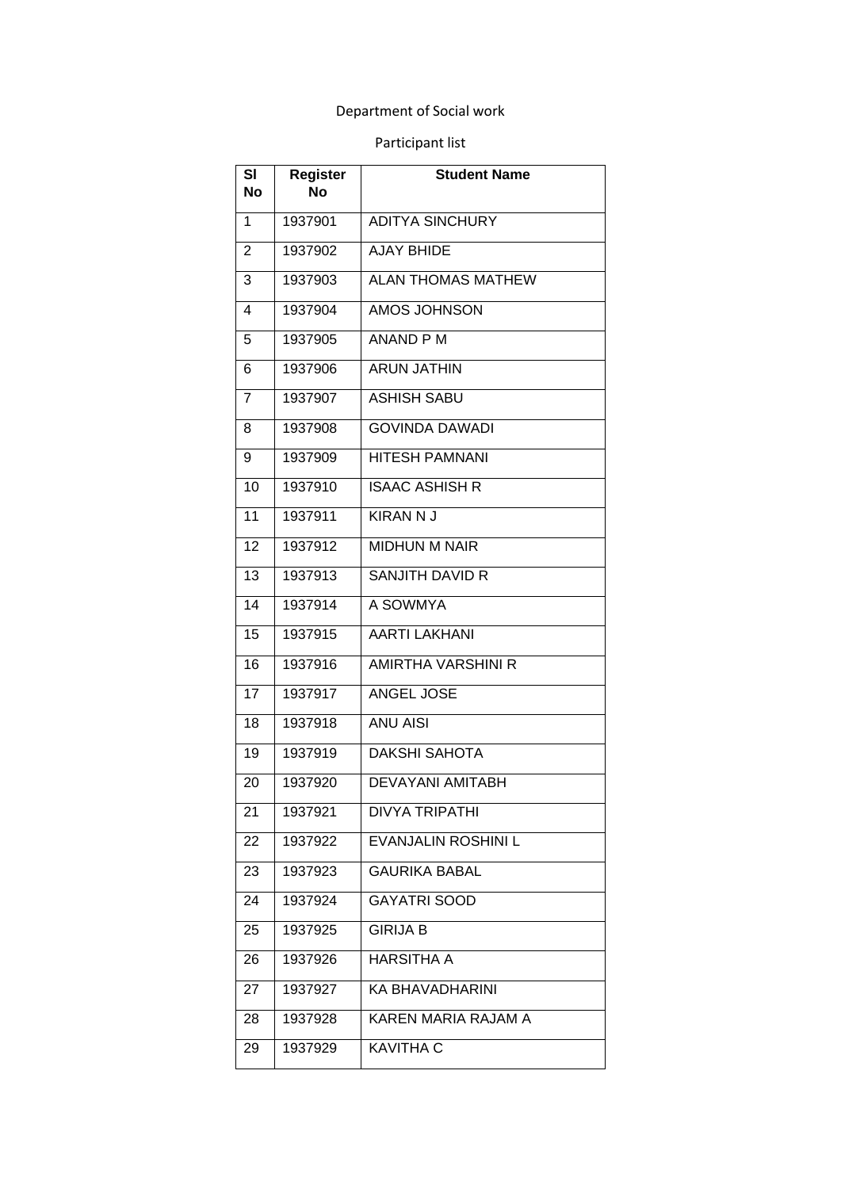Department of Social work

Participant list

| Sl No | Register No | Student Name |
|---|---|---|
| 1 | 1937901 | ADITYA SINCHURY |
| 2 | 1937902 | AJAY BHIDE |
| 3 | 1937903 | ALAN THOMAS MATHEW |
| 4 | 1937904 | AMOS JOHNSON |
| 5 | 1937905 | ANAND P M |
| 6 | 1937906 | ARUN JATHIN |
| 7 | 1937907 | ASHISH SABU |
| 8 | 1937908 | GOVINDA DAWADI |
| 9 | 1937909 | HITESH PAMNANI |
| 10 | 1937910 | ISAAC ASHISH R |
| 11 | 1937911 | KIRAN N J |
| 12 | 1937912 | MIDHUN M NAIR |
| 13 | 1937913 | SANJITH DAVID R |
| 14 | 1937914 | A SOWMYA |
| 15 | 1937915 | AARTI LAKHANI |
| 16 | 1937916 | AMIRTHA VARSHINI R |
| 17 | 1937917 | ANGEL JOSE |
| 18 | 1937918 | ANU AISI |
| 19 | 1937919 | DAKSHI SAHOTA |
| 20 | 1937920 | DEVAYANI AMITABH |
| 21 | 1937921 | DIVYA TRIPATHI |
| 22 | 1937922 | EVANJALIN ROSHINI L |
| 23 | 1937923 | GAURIKA BABAL |
| 24 | 1937924 | GAYATRI SOOD |
| 25 | 1937925 | GIRIJA B |
| 26 | 1937926 | HARSITHA A |
| 27 | 1937927 | KA BHAVADHARINI |
| 28 | 1937928 | KAREN MARIA RAJAM A |
| 29 | 1937929 | KAVITHA C |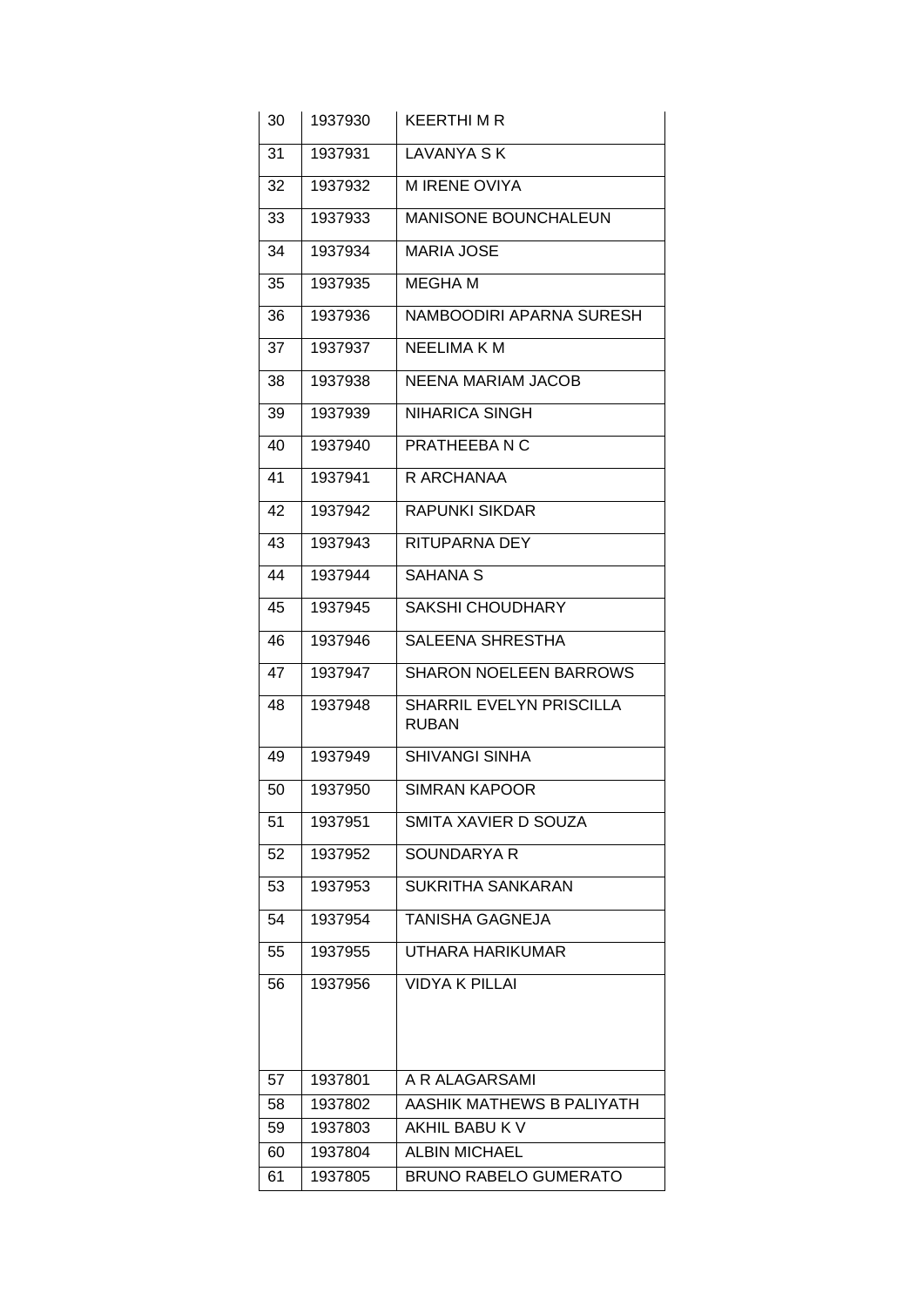| 30 | 1937930 | KEERTHI M R |
|---|---|---|
| 31 | 1937931 | LAVANYA S K |
| 32 | 1937932 | M IRENE OVIYA |
| 33 | 1937933 | MANISONE BOUNCHALEUN |
| 34 | 1937934 | MARIA JOSE |
| 35 | 1937935 | MEGHA M |
| 36 | 1937936 | NAMBOODIRI APARNA SURESH |
| 37 | 1937937 | NEELIMA K M |
| 38 | 1937938 | NEENA MARIAM JACOB |
| 39 | 1937939 | NIHARICA SINGH |
| 40 | 1937940 | PRATHEEBA N C |
| 41 | 1937941 | R ARCHANAA |
| 42 | 1937942 | RAPUNKI SIKDAR |
| 43 | 1937943 | RITUPARNA DEY |
| 44 | 1937944 | SAHANA S |
| 45 | 1937945 | SAKSHI CHOUDHARY |
| 46 | 1937946 | SALEENA SHRESTHA |
| 47 | 1937947 | SHARON NOELEEN BARROWS |
| 48 | 1937948 | SHARRIL EVELYN PRISCILLA RUBAN |
| 49 | 1937949 | SHIVANGI SINHA |
| 50 | 1937950 | SIMRAN KAPOOR |
| 51 | 1937951 | SMITA XAVIER D SOUZA |
| 52 | 1937952 | SOUNDARYA R |
| 53 | 1937953 | SUKRITHA SANKARAN |
| 54 | 1937954 | TANISHA GAGNEJA |
| 55 | 1937955 | UTHARA HARIKUMAR |
| 56 | 1937956 | VIDYA K PILLAI |
| 57 | 1937801 | A R ALAGARSAMI |
| 58 | 1937802 | AASHIK MATHEWS B PALIYATH |
| 59 | 1937803 | AKHIL BABU K V |
| 60 | 1937804 | ALBIN MICHAEL |
| 61 | 1937805 | BRUNO RABELO GUMERATO |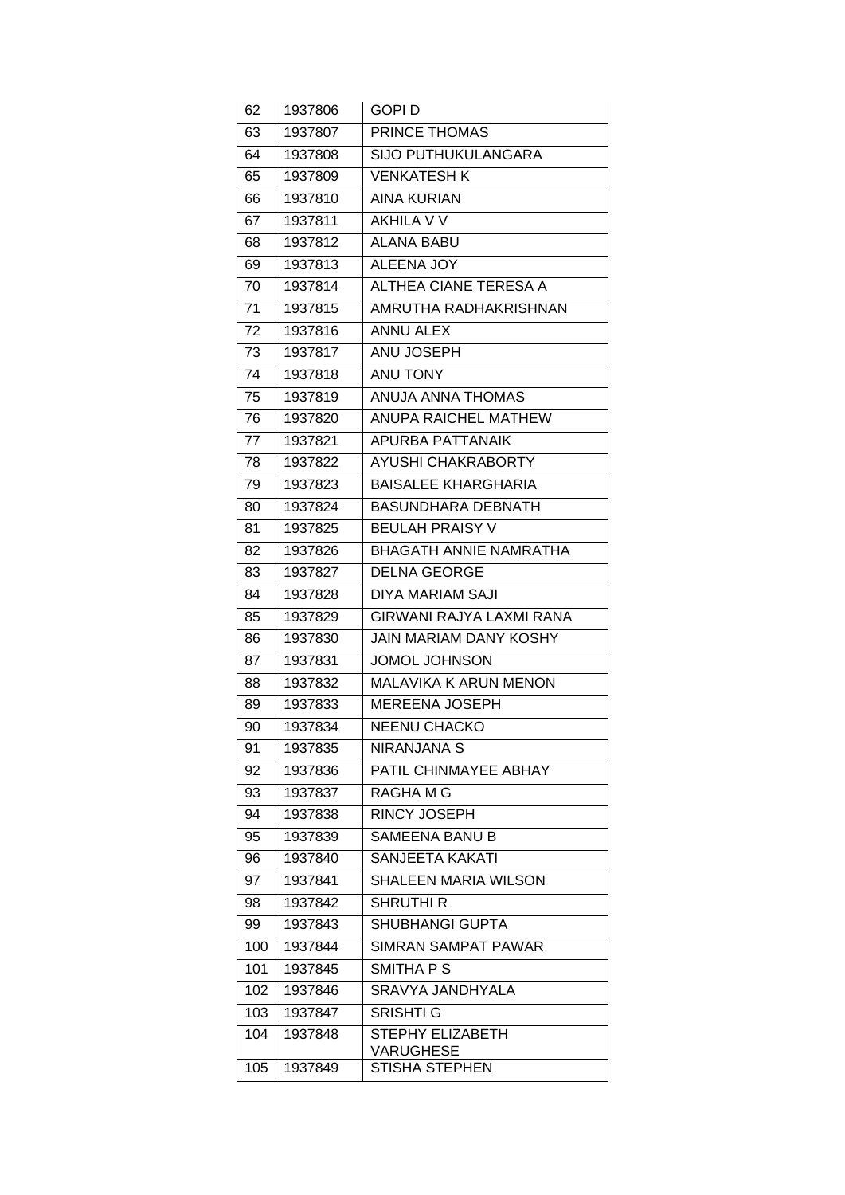| 62 | 1937806 | GOPI D |
|---|---|---|
| 63 | 1937807 | PRINCE THOMAS |
| 64 | 1937808 | SIJO PUTHUKULANGARA |
| 65 | 1937809 | VENKATESH K |
| 66 | 1937810 | AINA KURIAN |
| 67 | 1937811 | AKHILA V V |
| 68 | 1937812 | ALANA BABU |
| 69 | 1937813 | ALEENA JOY |
| 70 | 1937814 | ALTHEA CIANE TERESA A |
| 71 | 1937815 | AMRUTHA RADHAKRISHNAN |
| 72 | 1937816 | ANNU ALEX |
| 73 | 1937817 | ANU JOSEPH |
| 74 | 1937818 | ANU TONY |
| 75 | 1937819 | ANUJA ANNA THOMAS |
| 76 | 1937820 | ANUPA RAICHEL MATHEW |
| 77 | 1937821 | APURBA PATTANAIK |
| 78 | 1937822 | AYUSHI CHAKRABORTY |
| 79 | 1937823 | BAISALEE KHARGHARIA |
| 80 | 1937824 | BASUNDHARA DEBNATH |
| 81 | 1937825 | BEULAH PRAISY V |
| 82 | 1937826 | BHAGATH ANNIE NAMRATHA |
| 83 | 1937827 | DELNA GEORGE |
| 84 | 1937828 | DIYA MARIAM SAJI |
| 85 | 1937829 | GIRWANI RAJYA LAXMI RANA |
| 86 | 1937830 | JAIN MARIAM DANY KOSHY |
| 87 | 1937831 | JOMOL JOHNSON |
| 88 | 1937832 | MALAVIKA K ARUN MENON |
| 89 | 1937833 | MEREENA JOSEPH |
| 90 | 1937834 | NEENU CHACKO |
| 91 | 1937835 | NIRANJANA S |
| 92 | 1937836 | PATIL CHINMAYEE ABHAY |
| 93 | 1937837 | RAGHA M G |
| 94 | 1937838 | RINCY JOSEPH |
| 95 | 1937839 | SAMEENA BANU B |
| 96 | 1937840 | SANJEETA KAKATI |
| 97 | 1937841 | SHALEEN MARIA WILSON |
| 98 | 1937842 | SHRUTHI R |
| 99 | 1937843 | SHUBHANGI GUPTA |
| 100 | 1937844 | SIMRAN SAMPAT PAWAR |
| 101 | 1937845 | SMITHA P S |
| 102 | 1937846 | SRAVYA JANDHYALA |
| 103 | 1937847 | SRISHTI G |
| 104 | 1937848 | STEPHY ELIZABETH VARUGHESE |
| 105 | 1937849 | STISHA STEPHEN |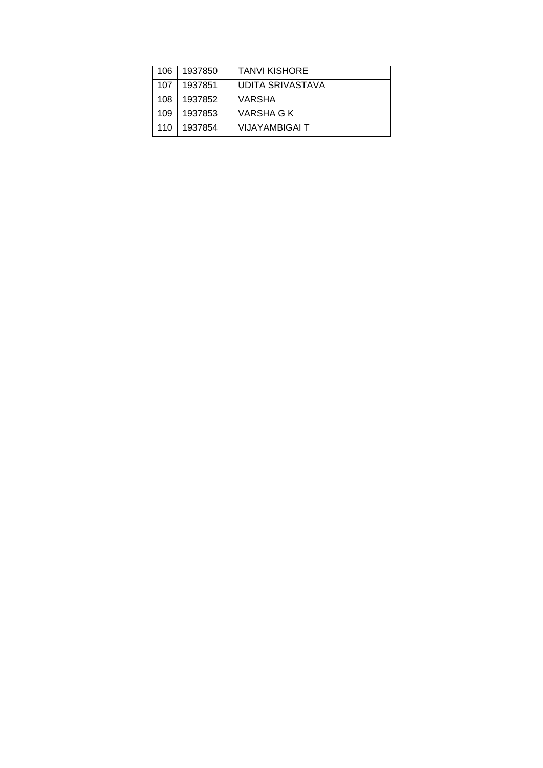| | | |
|---|---|---|
| 106 | 1937850 | TANVI KISHORE |
| 107 | 1937851 | UDITA SRIVASTAVA |
| 108 | 1937852 | VARSHA |
| 109 | 1937853 | VARSHA G K |
| 110 | 1937854 | VIJAYAMBIGAI T |